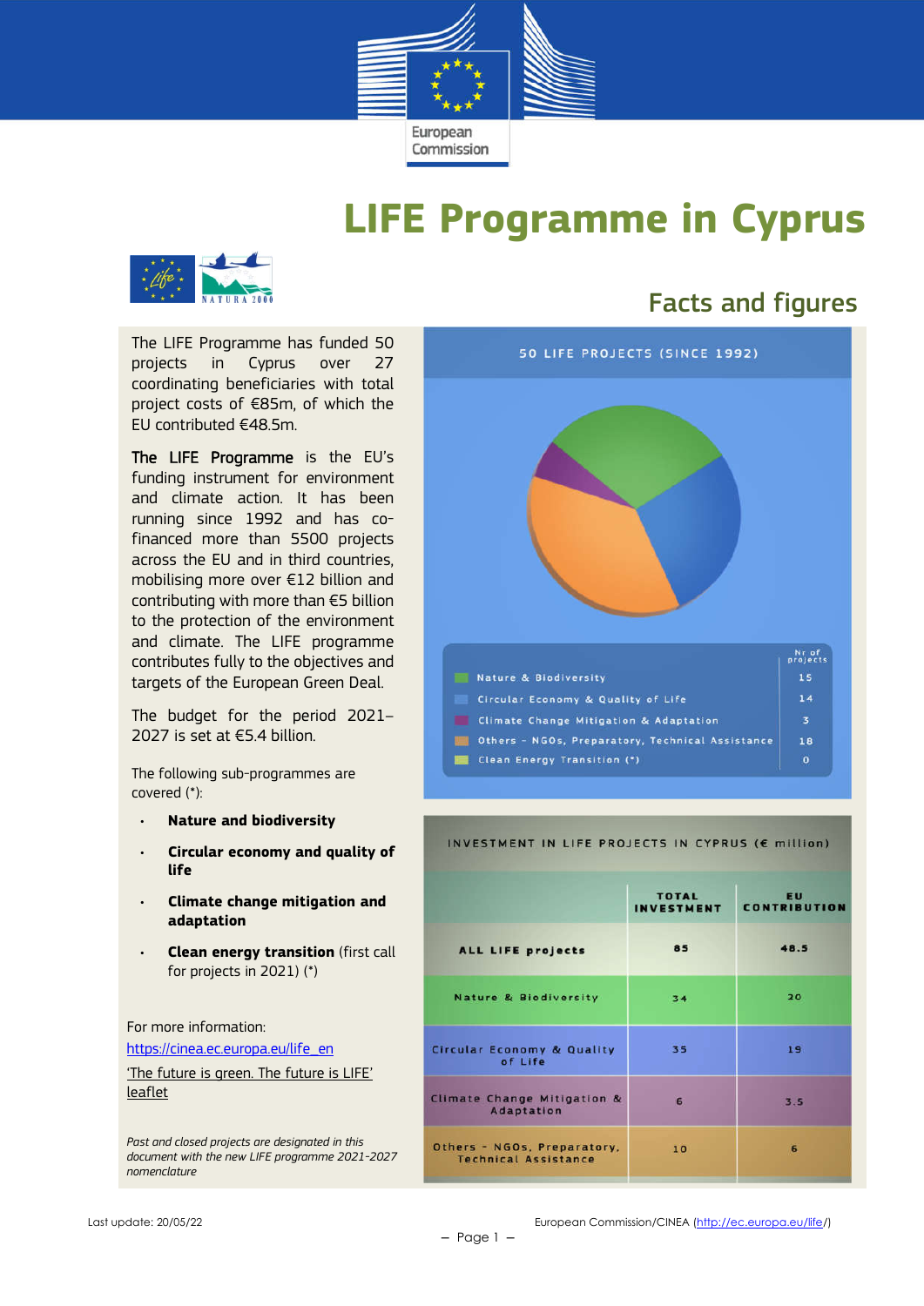# LIFE Programme in Cyprus

## Facts and figures

The LIFE Programme has funded 50 projects in Cyprus over 27 coordinating beneficiaries with total project costs of €85m, of which the EU contributed €48.5m.

**The LIFE Programme** is the EU's funding instrument for environment and climate action. It has been running since 1992 and has co-financed more than 5500 projects across the EU and in third countries, mobilising more over €12 billion and contributing with more than €5 billion to the protection of the environment and climate. The LIFE programme contributes fully to the objectives and targets of the European Green Deal.

The budget for the period 2021–2027 is set at €5.4 billion.

The following sub-programmes are covered (*):

- **Nature and biodiversity**
- **Circular economy and quality of life**
- **Climate change mitigation and adaptation**
- **Clean energy transition** (first call for projects in 2021) (*)

For more information:

[https://cinea.ec.europa.eu/life_en](https://cinea.ec.europa.eu/life_en)

['The future is green. The future is LIFE' leaflet]()

*Past and closed projects are designated in this document with the new LIFE programme 2021-2027 nomenclature*

### 50 LIFE PROJECTS (SINCE 1992)

| | Nr of projects |
|---|---|
| Nature & Biodiversity | 15 |
| Circular Economy & Quality of Life | 14 |
| Climate Change Mitigation & Adaptation | 3 |
| Others - NGOs, Preparatory, Technical Assistance | 18 |
| Clean Energy Transition (*) | 0 |

### INVESTMENT IN LIFE PROJECTS IN CYPRUS (€ million)

| | TOTAL INVESTMENT | EU CONTRIBUTION |
|---|---|---|
| ALL LIFE projects | 85 | 48.5 |
| Nature & Biodiversity | 34 | 20 |
| Circular Economy & Quality of Life | 35 | 19 |
| Climate Change Mitigation & Adaptation | 6 | 3.5 |
| Others - NGOs, Preparatory, Technical Assistance | 10 | 6 |

Last update: 20/05/22

European Commission/CINEA ([http://ec.europa.eu/life/](http://ec.europa.eu/life/))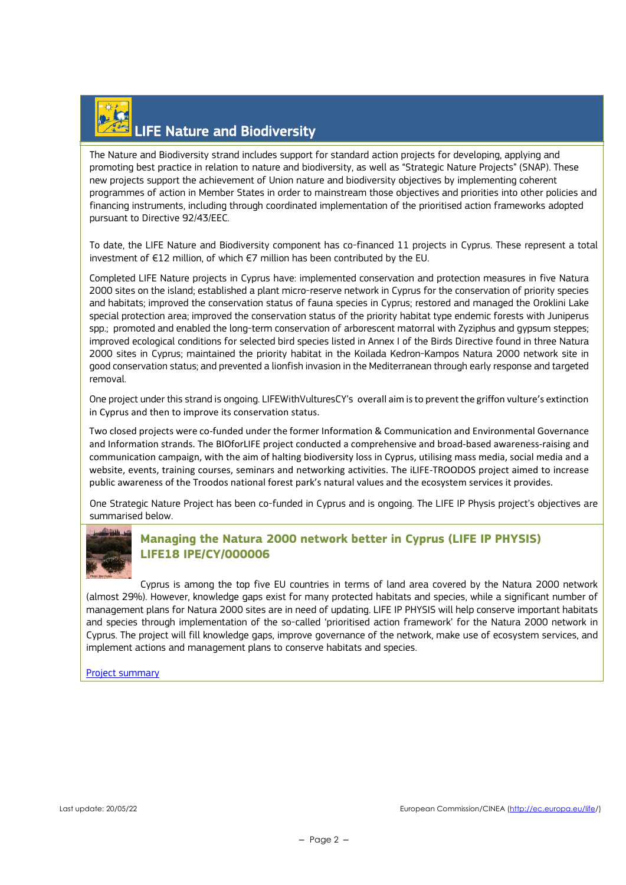## LIFE Nature and Biodiversity

The Nature and Biodiversity strand includes support for standard action projects for developing, applying and promoting best practice in relation to nature and biodiversity, as well as "Strategic Nature Projects" (SNAP). These new projects support the achievement of Union nature and biodiversity objectives by implementing coherent programmes of action in Member States in order to mainstream those objectives and priorities into other policies and financing instruments, including through coordinated implementation of the prioritised action frameworks adopted pursuant to Directive 92/43/EEC.

To date, the LIFE Nature and Biodiversity component has co-financed 11 projects in Cyprus. These represent a total investment of €12 million, of which €7 million has been contributed by the EU.

Completed LIFE Nature projects in Cyprus have: implemented conservation and protection measures in five Natura 2000 sites on the island; established a plant micro-reserve network in Cyprus for the conservation of priority species and habitats; improved the conservation status of fauna species in Cyprus; restored and managed the Oroklini Lake special protection area; improved the conservation status of the priority habitat type endemic forests with Juniperus spp.; promoted and enabled the long-term conservation of arborescent matorral with Zyziphus and gypsum steppes; improved ecological conditions for selected bird species listed in Annex I of the Birds Directive found in three Natura 2000 sites in Cyprus; maintained the priority habitat in the Koilada Kedron-Kampos Natura 2000 network site in good conservation status; and prevented a lionfish invasion in the Mediterranean through early response and targeted removal.

One project under this strand is ongoing. LIFEWithVulturesCY's overall aim is to prevent the griffon vulture's extinction in Cyprus and then to improve its conservation status.

Two closed projects were co-funded under the former Information & Communication and Environmental Governance and Information strands. The BIOforLIFE project conducted a comprehensive and broad-based awareness-raising and communication campaign, with the aim of halting biodiversity loss in Cyprus, utilising mass media, social media and a website, events, training courses, seminars and networking activities. The iLIFE-TROODOS project aimed to increase public awareness of the Troodos national forest park's natural values and the ecosystem services it provides.

One Strategic Nature Project has been co-funded in Cyprus and is ongoing. The LIFE IP Physis project's objectives are summarised below.

### Managing the Natura 2000 network better in Cyprus (LIFE IP PHYSIS) LIFE18 IPE/CY/000006

Cyprus is among the top five EU countries in terms of land area covered by the Natura 2000 network (almost 29%). However, knowledge gaps exist for many protected habitats and species, while a significant number of management plans for Natura 2000 sites are in need of updating. LIFE IP PHYSIS will help conserve important habitats and species through implementation of the so-called 'prioritised action framework' for the Natura 2000 network in Cyprus. The project will fill knowledge gaps, improve governance of the network, make use of ecosystem services, and implement actions and management plans to conserve habitats and species.

Project summary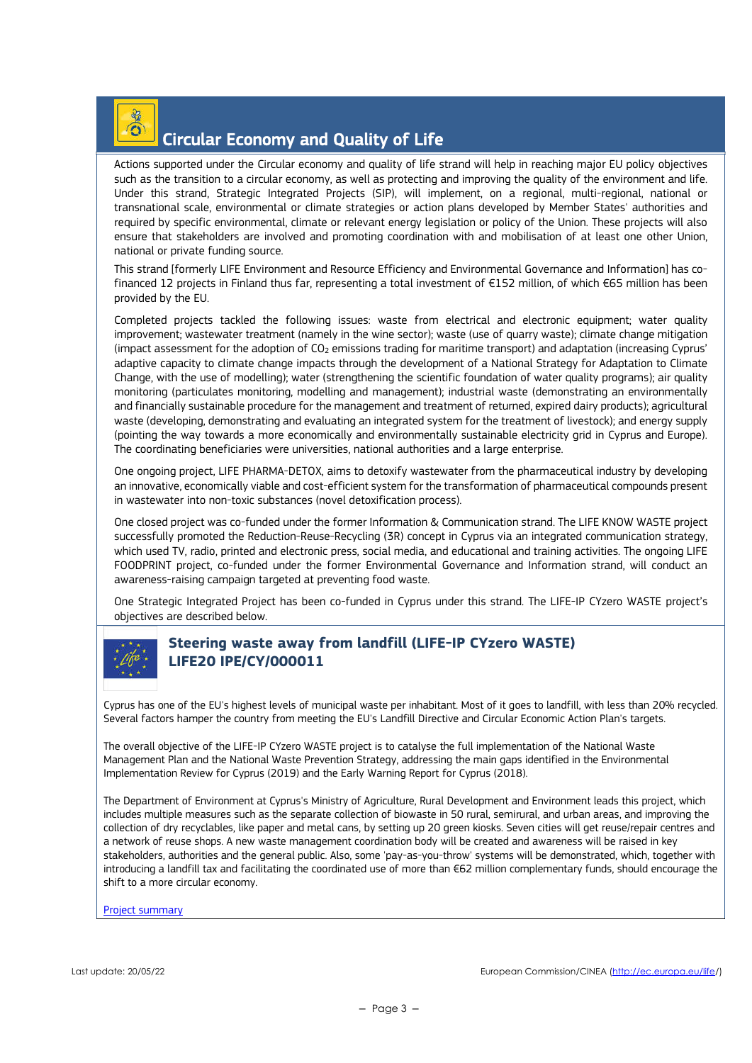## Circular Economy and Quality of Life

Actions supported under the Circular economy and quality of life strand will help in reaching major EU policy objectives such as the transition to a circular economy, as well as protecting and improving the quality of the environment and life. Under this strand, Strategic Integrated Projects (SIP), will implement, on a regional, multi-regional, national or transnational scale, environmental or climate strategies or action plans developed by Member States' authorities and required by specific environmental, climate or relevant energy legislation or policy of the Union. These projects will also ensure that stakeholders are involved and promoting coordination with and mobilisation of at least one other Union, national or private funding source.

This strand [formerly LIFE Environment and Resource Efficiency and Environmental Governance and Information] has co-financed 12 projects in Finland thus far, representing a total investment of €152 million, of which €65 million has been provided by the EU.

Completed projects tackled the following issues: waste from electrical and electronic equipment; water quality improvement; wastewater treatment (namely in the wine sector); waste (use of quarry waste); climate change mitigation (impact assessment for the adoption of $CO_2$ emissions trading for maritime transport) and adaptation (increasing Cyprus' adaptive capacity to climate change impacts through the development of a National Strategy for Adaptation to Climate Change, with the use of modelling); water (strengthening the scientific foundation of water quality programs); air quality monitoring (particulates monitoring, modelling and management); industrial waste (demonstrating an environmentally and financially sustainable procedure for the management and treatment of returned, expired dairy products); agricultural waste (developing, demonstrating and evaluating an integrated system for the treatment of livestock); and energy supply (pointing the way towards a more economically and environmentally sustainable electricity grid in Cyprus and Europe). The coordinating beneficiaries were universities, national authorities and a large enterprise.

One ongoing project, LIFE PHARMA-DETOX, aims to detoxify wastewater from the pharmaceutical industry by developing an innovative, economically viable and cost-efficient system for the transformation of pharmaceutical compounds present in wastewater into non-toxic substances (novel detoxification process).

One closed project was co-funded under the former Information & Communication strand. The LIFE KNOW WASTE project successfully promoted the Reduction-Reuse-Recycling (3R) concept in Cyprus via an integrated communication strategy, which used TV, radio, printed and electronic press, social media, and educational and training activities. The ongoing LIFE FOODPRINT project, co-funded under the former Environmental Governance and Information strand, will conduct an awareness-raising campaign targeted at preventing food waste.

One Strategic Integrated Project has been co-funded in Cyprus under this strand. The LIFE-IP CYzero WASTE project's objectives are described below.

### Steering waste away from landfill (LIFE-IP CYzero WASTE) LIFE20 IPE/CY/000011

Cyprus has one of the EU's highest levels of municipal waste per inhabitant. Most of it goes to landfill, with less than 20% recycled. Several factors hamper the country from meeting the EU's Landfill Directive and Circular Economic Action Plan's targets.

The overall objective of the LIFE-IP CYzero WASTE project is to catalyse the full implementation of the National Waste Management Plan and the National Waste Prevention Strategy, addressing the main gaps identified in the Environmental Implementation Review for Cyprus (2019) and the Early Warning Report for Cyprus (2018).

The Department of Environment at Cyprus's Ministry of Agriculture, Rural Development and Environment leads this project, which includes multiple measures such as the separate collection of biowaste in 50 rural, semirural, and urban areas, and improving the collection of dry recyclables, like paper and metal cans, by setting up 20 green kiosks. Seven cities will get reuse/repair centres and a network of reuse shops. A new waste management coordination body will be created and awareness will be raised in key stakeholders, authorities and the general public. Also, some 'pay-as-you-throw' systems will be demonstrated, which, together with introducing a landfill tax and facilitating the coordinated use of more than €62 million complementary funds, should encourage the shift to a more circular economy.

Project summary

Last update: 20/05/22

European Commission/CINEA (http://ec.europa.eu/life/)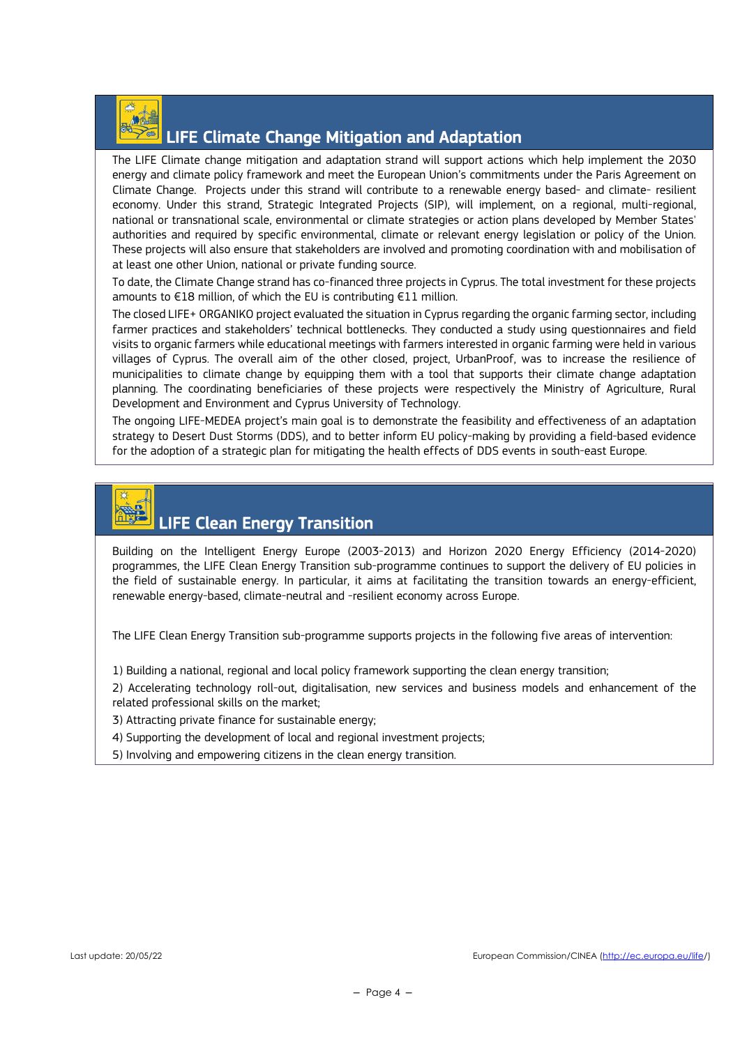## LIFE Climate Change Mitigation and Adaptation

The LIFE Climate change mitigation and adaptation strand will support actions which help implement the 2030 energy and climate policy framework and meet the European Union's commitments under the Paris Agreement on Climate Change. Projects under this strand will contribute to a renewable energy based- and climate- resilient economy. Under this strand, Strategic Integrated Projects (SIP), will implement, on a regional, multi-regional, national or transnational scale, environmental or climate strategies or action plans developed by Member States' authorities and required by specific environmental, climate or relevant energy legislation or policy of the Union. These projects will also ensure that stakeholders are involved and promoting coordination with and mobilisation of at least one other Union, national or private funding source.

To date, the Climate Change strand has co-financed three projects in Cyprus. The total investment for these projects amounts to €18 million, of which the EU is contributing €11 million.

The closed LIFE+ ORGANIKO project evaluated the situation in Cyprus regarding the organic farming sector, including farmer practices and stakeholders' technical bottlenecks. They conducted a study using questionnaires and field visits to organic farmers while educational meetings with farmers interested in organic farming were held in various villages of Cyprus. The overall aim of the other closed, project, UrbanProof, was to increase the resilience of municipalities to climate change by equipping them with a tool that supports their climate change adaptation planning. The coordinating beneficiaries of these projects were respectively the Ministry of Agriculture, Rural Development and Environment and Cyprus University of Technology.

The ongoing LIFE-MEDEA project's main goal is to demonstrate the feasibility and effectiveness of an adaptation strategy to Desert Dust Storms (DDS), and to better inform EU policy-making by providing a field-based evidence for the adoption of a strategic plan for mitigating the health effects of DDS events in south-east Europe.

## LIFE Clean Energy Transition

Building on the Intelligent Energy Europe (2003-2013) and Horizon 2020 Energy Efficiency (2014-2020) programmes, the LIFE Clean Energy Transition sub-programme continues to support the delivery of EU policies in the field of sustainable energy. In particular, it aims at facilitating the transition towards an energy-efficient, renewable energy-based, climate-neutral and -resilient economy across Europe.

The LIFE Clean Energy Transition sub-programme supports projects in the following five areas of intervention:

1) Building a national, regional and local policy framework supporting the clean energy transition;
2) Accelerating technology roll-out, digitalisation, new services and business models and enhancement of the related professional skills on the market;
3) Attracting private finance for sustainable energy;
4) Supporting the development of local and regional investment projects;
5) Involving and empowering citizens in the clean energy transition.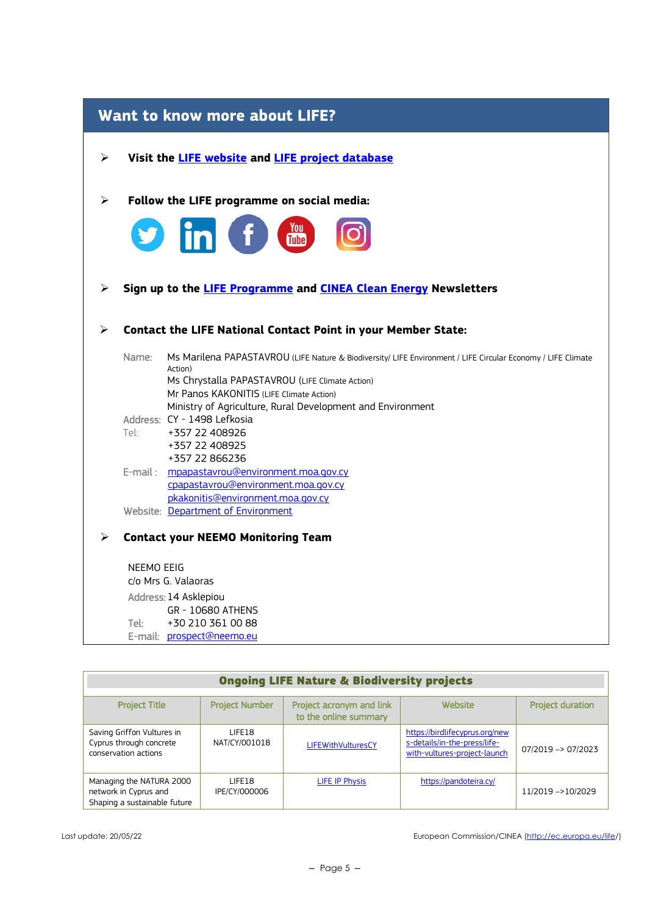## Want to know more about LIFE?

- **Visit the LIFE website and LIFE project database**

- **Follow the LIFE programme on social media:**

- **Sign up to the LIFE Programme and CINEA Clean Energy Newsletters**

- **Contact the LIFE National Contact Point in your Member State:**

  Name: Ms Marilena PAPASTAVROU (LIFE Nature & Biodiversity/ LIFE Environment / LIFE Circular Economy / LIFE Climate Action)
  Ms Chrystalla PAPASTAVROU (LIFE Climate Action)
  Mr Panos KAKONITIS (LIFE Climate Action)
  Ministry of Agriculture, Rural Development and Environment
  Address: CY - 1498 Lefkosia
  Tel: +357 22 408926
  +357 22 408925
  +357 22 866236
  E-mail : mpapastavrou@environment.moa.gov.cy
  cpapastavrou@environment.moa.gov.cy
  pkakonitis@environment.moa.gov.cy
  Website: Department of Environment

- **Contact your NEEMO Monitoring Team**

  NEEMO EEIG
  c/o Mrs G. Valaoras
  Address: 14 Asklepiou
  GR - 10680 ATHENS
  Tel: +30 210 361 00 88
  E-mail: prospect@neemo.eu

**Ongoing LIFE Nature & Biodiversity projects**

| Project Title | Project Number | Project acronym and link to the online summary | Website | Project duration |
|---|---|---|---|---|
| Saving Griffon Vultures in Cyprus through concrete conservation actions | LIFE18 NAT/CY/001018 | LIFEWithVulturesCY | https://birdlifecyprus.org/news-details/in-the-press/life-with-vultures-project-launch | 07/2019 –> 07/2023 |
| Managing the NATURA 2000 network in Cyprus and Shaping a sustainable future | LIFE18 IPE/CY/000006 | LIFE IP Physis | https://pandoteira.cy/ | 11/2019 –>10/2029 |

Last update: 20/05/22

European Commission/CINEA (http://ec.europa.eu/life/)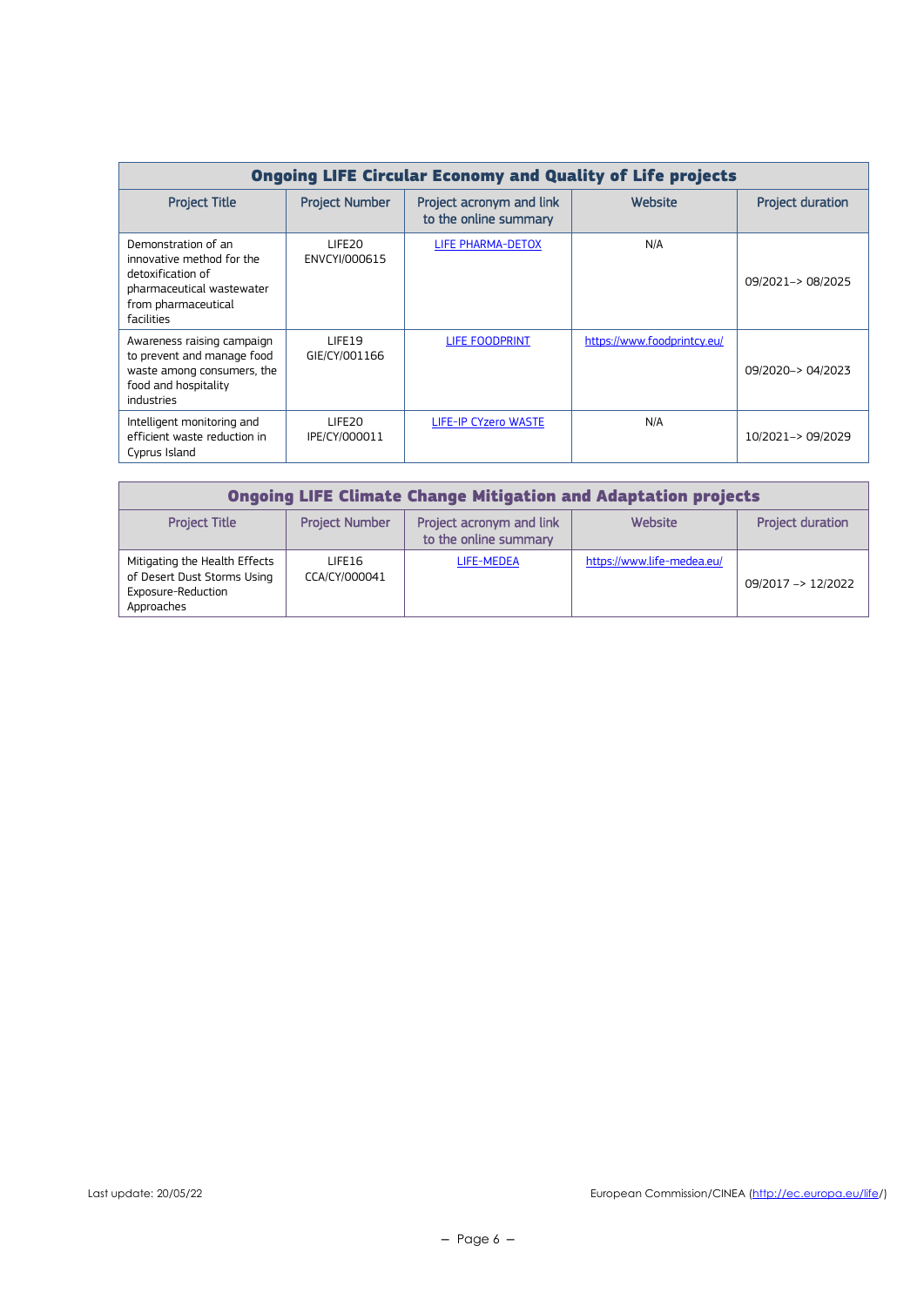| Ongoing LIFE Circular Economy and Quality of Life projects | | | | |
|---|---|---|---|---|
| Project Title | Project Number | Project acronym and link to the online summary | Website | Project duration |
| Demonstration of an innovative method for the detoxification of pharmaceutical wastewater from pharmaceutical facilities | LIFE20 ENVCYI/000615 | LIFE PHARMA-DETOX | N/A | 09/2021–> 08/2025 |
| Awareness raising campaign to prevent and manage food waste among consumers, the food and hospitality industries | LIFE19 GIE/CY/001166 | LIFE FOODPRINT | https://www.foodprintcy.eu/ | 09/2020–> 04/2023 |
| Intelligent monitoring and efficient waste reduction in Cyprus Island | LIFE20 IPE/CY/000011 | LIFE-IP CYzero WASTE | N/A | 10/2021–> 09/2029 |

| Ongoing LIFE Climate Change Mitigation and Adaptation projects | | | | |
|---|---|---|---|---|
| Project Title | Project Number | Project acronym and link to the online summary | Website | Project duration |
| Mitigating the Health Effects of Desert Dust Storms Using Exposure-Reduction Approaches | LIFE16 CCA/CY/000041 | LIFE-MEDEA | https://www.life-medea.eu/ | 09/2017 –> 12/2022 |

Last update: 20/05/22

European Commission/CINEA (http://ec.europa.eu/life/)